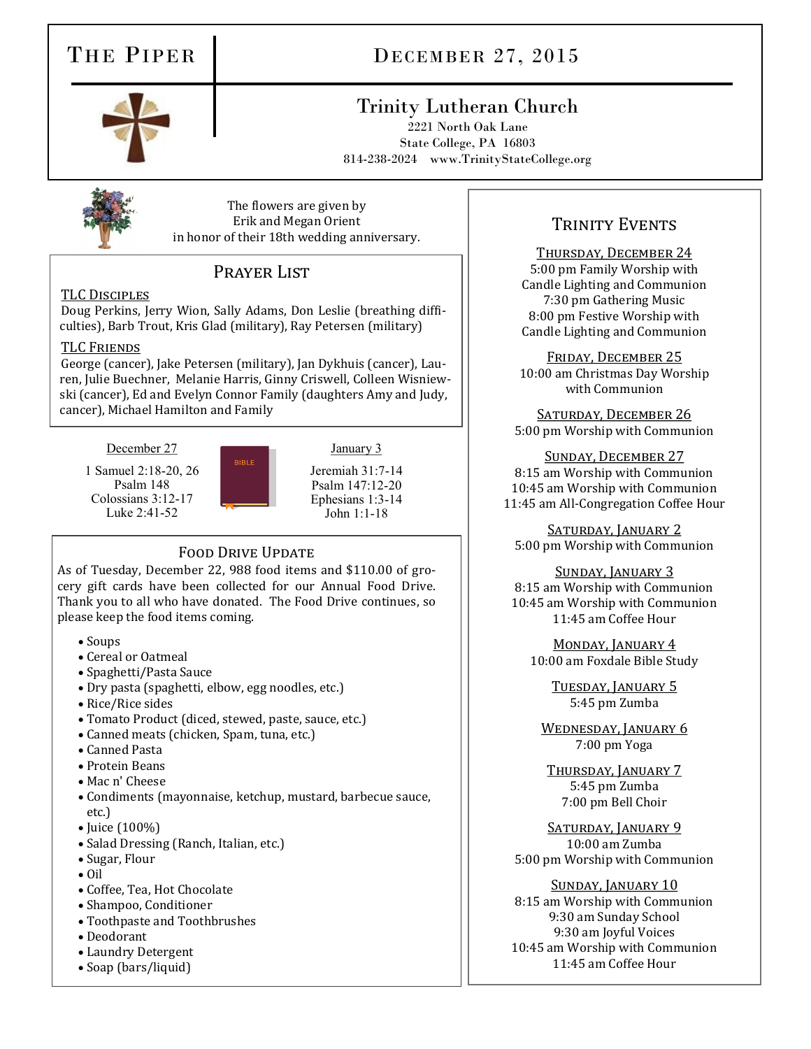# The Piper

## December 27, 2015

### Trinity Lutheran Church

2221 North Oak Lane
State College, PA 16803
814-238-2024 www.TrinityStateCollege.org

The flowers are given by
Erik and Megan Orient
in honor of their 18th wedding anniversary.

## Prayer List

**TLC Disciples**
Doug Perkins, Jerry Wion, Sally Adams, Don Leslie (breathing difficulties), Barb Trout, Kris Glad (military), Ray Petersen (military)

**TLC Friends**
George (cancer), Jake Petersen (military), Jan Dykhuis (cancer), Lauren, Julie Buechner, Melanie Harris, Ginny Criswell, Colleen Wisniewski (cancer), Ed and Evelyn Connor Family (daughters Amy and Judy, cancer), Michael Hamilton and Family

**December 27**
1 Samuel 2:18-20, 26
Psalm 148
Colossians 3:12-17
Luke 2:41-52

**January 3**
Jeremiah 31:7-14
Psalm 147:12-20
Ephesians 1:3-14
John 1:1-18

## Food Drive Update

As of Tuesday, December 22, 988 food items and $110.00 of grocery gift cards have been collected for our Annual Food Drive. Thank you to all who have donated. The Food Drive continues, so please keep the food items coming.

- Soups
- Cereal or Oatmeal
- Spaghetti/Pasta Sauce
- Dry pasta (spaghetti, elbow, egg noodles, etc.)
- Rice/Rice sides
- Tomato Product (diced, stewed, paste, sauce, etc.)
- Canned meats (chicken, Spam, tuna, etc.)
- Canned Pasta
- Protein Beans
- Mac n' Cheese
- Condiments (mayonnaise, ketchup, mustard, barbecue sauce, etc.)
- Juice (100%)
- Salad Dressing (Ranch, Italian, etc.)
- Sugar, Flour
- Oil
- Coffee, Tea, Hot Chocolate
- Shampoo, Conditioner
- Toothpaste and Toothbrushes
- Deodorant
- Laundry Detergent
- Soap (bars/liquid)

## Trinity Events

**Thursday, December 24**
5:00 pm Family Worship with Candle Lighting and Communion
7:30 pm Gathering Music
8:00 pm Festive Worship with Candle Lighting and Communion

**Friday, December 25**
10:00 am Christmas Day Worship with Communion

**Saturday, December 26**
5:00 pm Worship with Communion

**Sunday, December 27**
8:15 am Worship with Communion
10:45 am Worship with Communion
11:45 am All-Congregation Coffee Hour

**Saturday, January 2**
5:00 pm Worship with Communion

**Sunday, January 3**
8:15 am Worship with Communion
10:45 am Worship with Communion
11:45 am Coffee Hour

**Monday, January 4**
10:00 am Foxdale Bible Study

**Tuesday, January 5**
5:45 pm Zumba

**Wednesday, January 6**
7:00 pm Yoga

**Thursday, January 7**
5:45 pm Zumba
7:00 pm Bell Choir

**Saturday, January 9**
10:00 am Zumba
5:00 pm Worship with Communion

**Sunday, January 10**
8:15 am Worship with Communion
9:30 am Sunday School
9:30 am Joyful Voices
10:45 am Worship with Communion
11:45 am Coffee Hour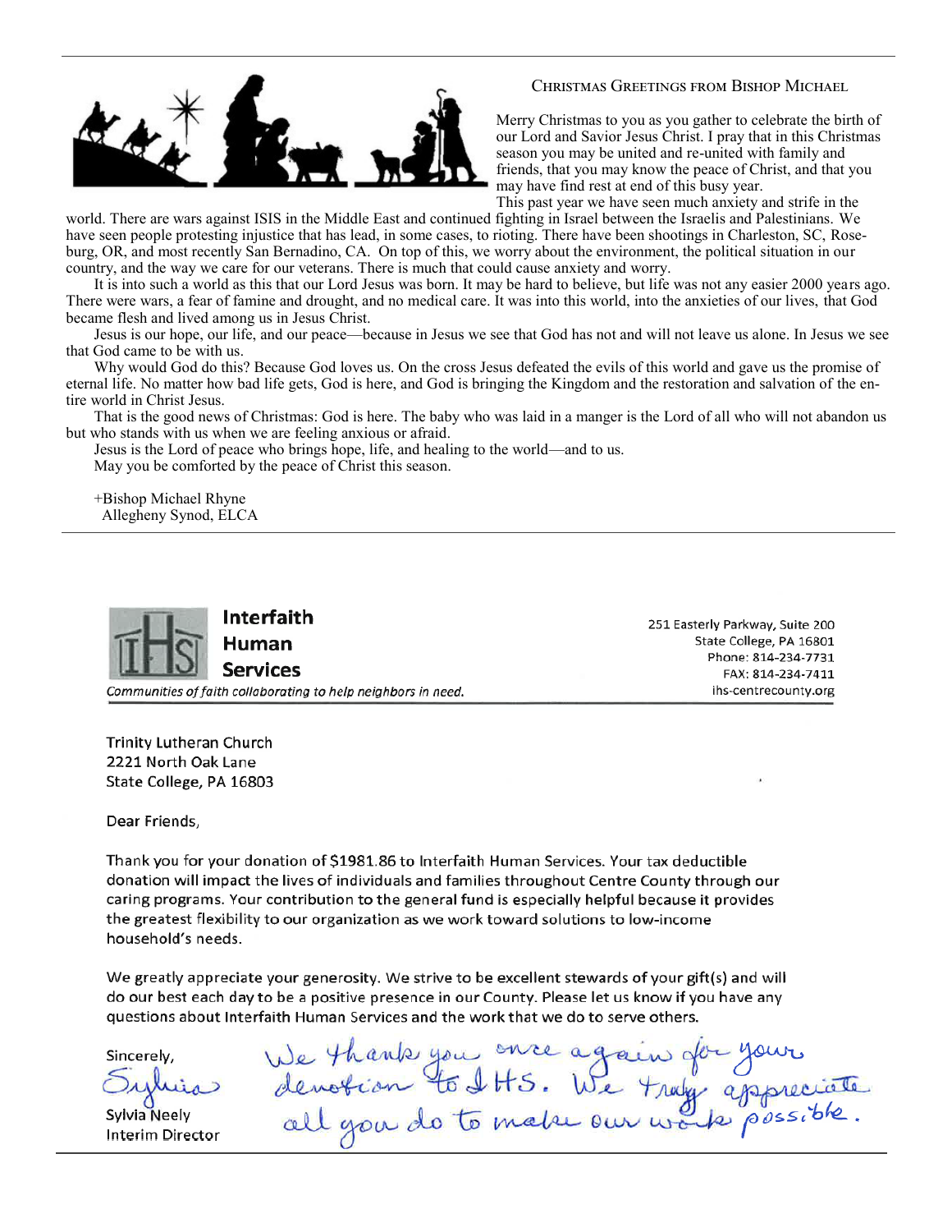## Christmas Greetings from Bishop Michael

Merry Christmas to you as you gather to celebrate the birth of our Lord and Savior Jesus Christ. I pray that in this Christmas season you may be united and re-united with family and friends, that you may know the peace of Christ, and that you may have find rest at end of this busy year.

This past year we have seen much anxiety and strife in the world. There are wars against ISIS in the Middle East and continued fighting in Israel between the Israelis and Palestinians. We have seen people protesting injustice that has lead, in some cases, to rioting. There have been shootings in Charleston, SC, Roseburg, OR, and most recently San Bernadino, CA. On top of this, we worry about the environment, the political situation in our country, and the way we care for our veterans. There is much that could cause anxiety and worry.

It is into such a world as this that our Lord Jesus was born. It may be hard to believe, but life was not any easier 2000 years ago. There were wars, a fear of famine and drought, and no medical care. It was into this world, into the anxieties of our lives, that God became flesh and lived among us in Jesus Christ.

Jesus is our hope, our life, and our peace—because in Jesus we see that God has not and will not leave us alone. In Jesus we see that God came to be with us.

Why would God do this? Because God loves us. On the cross Jesus defeated the evils of this world and gave us the promise of eternal life. No matter how bad life gets, God is here, and God is bringing the Kingdom and the restoration and salvation of the entire world in Christ Jesus.

That is the good news of Christmas: God is here. The baby who was laid in a manger is the Lord of all who will not abandon us but who stands with us when we are feeling anxious or afraid.

Jesus is the Lord of peace who brings hope, life, and healing to the world—and to us.

May you be comforted by the peace of Christ this season.

+Bishop Michael Rhyne
Allegheny Synod, ELCA

---

**Interfaith Human Services**

*Communities of faith collaborating to help neighbors in need.*

251 Easterly Parkway, Suite 200
State College, PA 16801
Phone: 814-234-7731
FAX: 814-234-7411
ihs-centrecounty.org

Trinity Lutheran Church
2221 North Oak Lane
State College, PA 16803

Dear Friends,

Thank you for your donation of $1981.86 to Interfaith Human Services. Your tax deductible donation will impact the lives of individuals and families throughout Centre County through our caring programs. Your contribution to the general fund is especially helpful because it provides the greatest flexibility to our organization as we work toward solutions to low-income household's needs.

We greatly appreciate your generosity. We strive to be excellent stewards of your gift(s) and will do our best each day to be a positive presence in our County. Please let us know if you have any questions about Interfaith Human Services and the work that we do to serve others.

Sincerely,

Sylvia

Sylvia Neely
Interim Director

We thank you once again for your devotion to IHS. We truly appreciate all you do to make our work possible.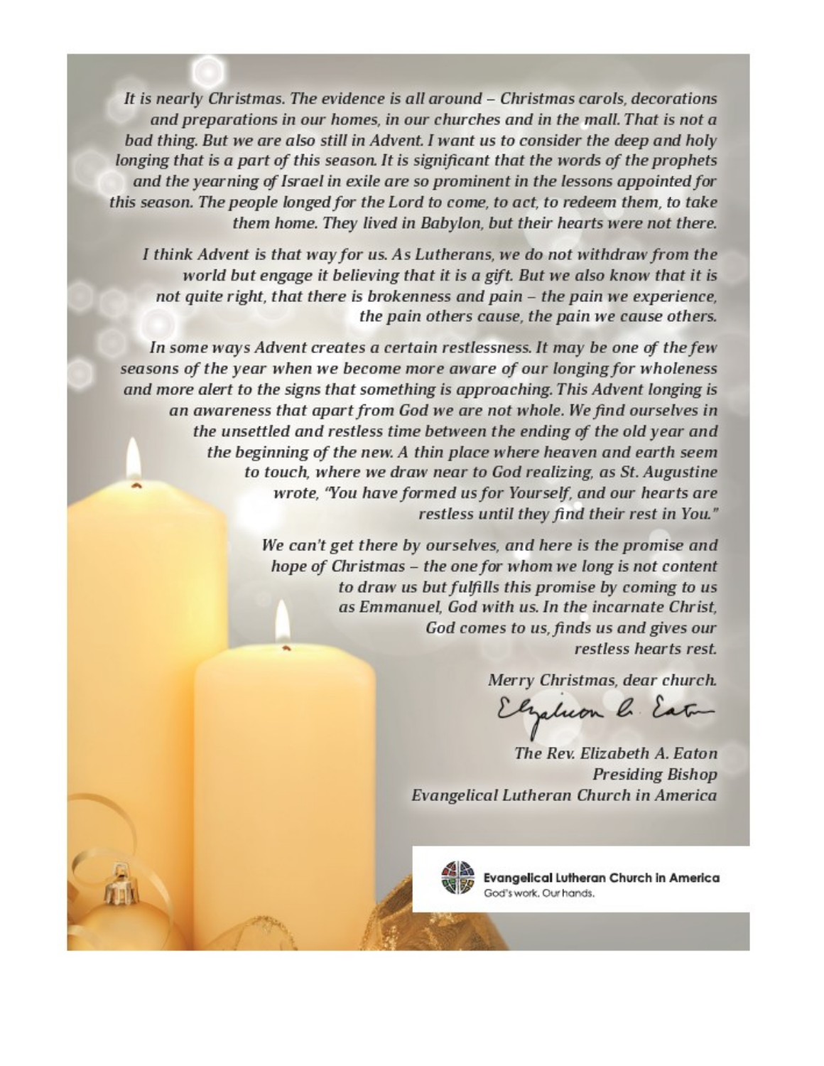*It is nearly Christmas. The evidence is all around – Christmas carols, decorations and preparations in our homes, in our churches and in the mall. That is not a bad thing. But we are also still in Advent. I want us to consider the deep and holy longing that is a part of this season. It is significant that the words of the prophets and the yearning of Israel in exile are so prominent in the lessons appointed for this season. The people longed for the Lord to come, to act, to redeem them, to take them home. They lived in Babylon, but their hearts were not there.*

*I think Advent is that way for us. As Lutherans, we do not withdraw from the world but engage it believing that it is a gift. But we also know that it is not quite right, that there is brokenness and pain – the pain we experience, the pain others cause, the pain we cause others.*

*In some ways Advent creates a certain restlessness. It may be one of the few seasons of the year when we become more aware of our longing for wholeness and more alert to the signs that something is approaching. This Advent longing is an awareness that apart from God we are not whole. We find ourselves in the unsettled and restless time between the ending of the old year and the beginning of the new. A thin place where heaven and earth seem to touch, where we draw near to God realizing, as St. Augustine wrote, "You have formed us for Yourself, and our hearts are restless until they find their rest in You."*

*We can't get there by ourselves, and here is the promise and hope of Christmas – the one for whom we long is not content to draw us but fulfills this promise by coming to us as Emmanuel, God with us. In the incarnate Christ, God comes to us, finds us and gives our restless hearts rest.*

*Merry Christmas, dear church.*

Elizabeth A. Eaton

*The Rev. Elizabeth A. Eaton*
*Presiding Bishop*
*Evangelical Lutheran Church in America*

**Evangelical Lutheran Church in America**
God's work. Our hands.